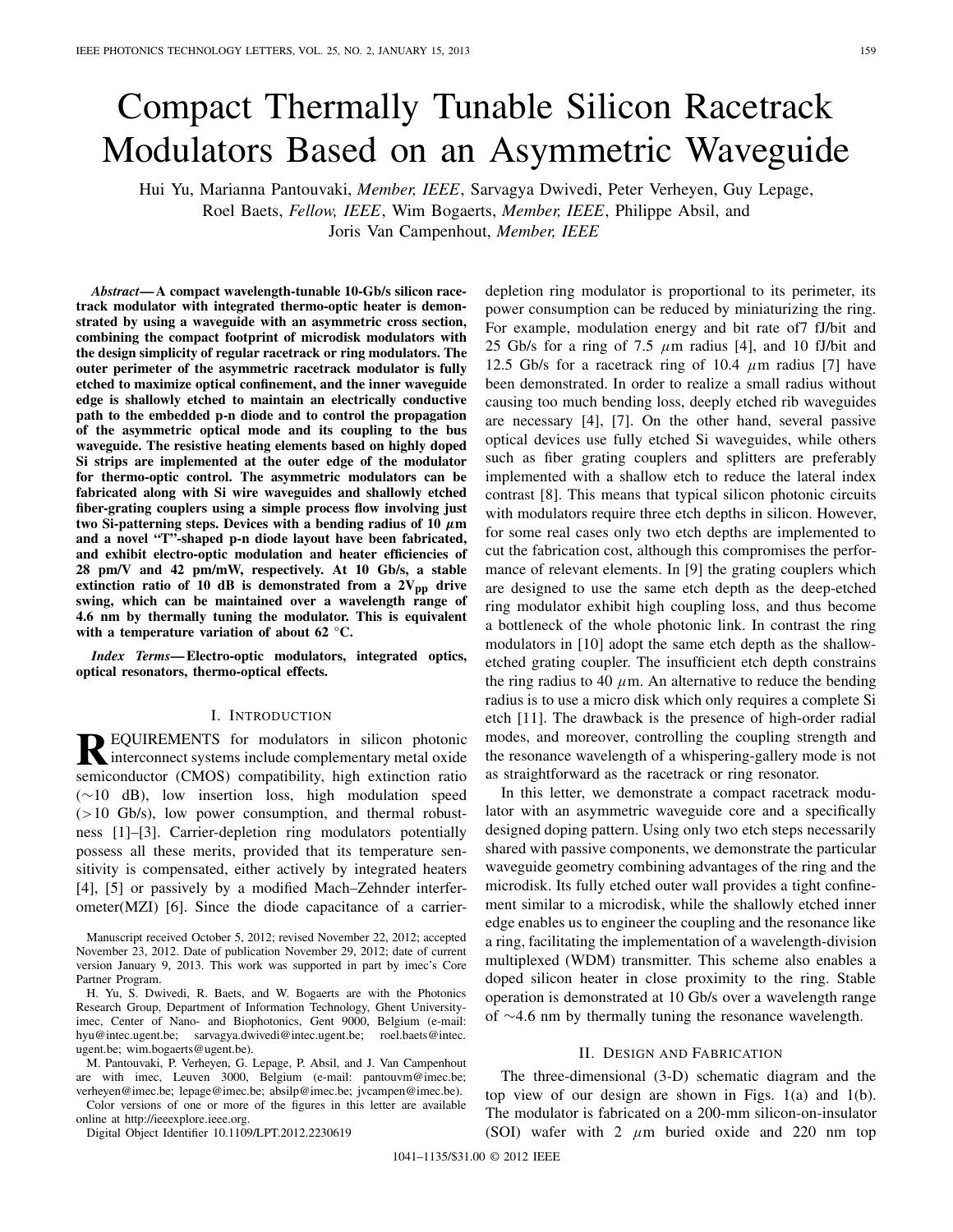# Compact Thermally Tunable Silicon Racetrack Modulators Based on an Asymmetric Waveguide

Hui Yu, Marianna Pantouvaki, *Member, IEEE*, Sarvagya Dwivedi, Peter Verheyen, Guy Lepage, Roel Baets, *Fellow, IEEE*, Wim Bogaerts, *Member, IEEE*, Philippe Absil, and Joris Van Campenhout, *Member, IEEE*

***Abstract*— A compact wavelength-tunable 10-Gb/s silicon racetrack modulator with integrated thermo-optic heater is demonstrated by using a waveguide with an asymmetric cross section, combining the compact footprint of microdisk modulators with the design simplicity of regular racetrack or ring modulators. The outer perimeter of the asymmetric racetrack modulator is fully etched to maximize optical confinement, and the inner waveguide edge is shallowly etched to maintain an electrically conductive path to the embedded p-n diode and to control the propagation of the asymmetric optical mode and its coupling to the bus waveguide. The resistive heating elements based on highly doped Si strips are implemented at the outer edge of the modulator for thermo-optic control. The asymmetric modulators can be fabricated along with Si wire waveguides and shallowly etched fiber-grating couplers using a simple process flow involving just two Si-patterning steps. Devices with a bending radius of 10 $\mu$m and a novel "T"-shaped p-n diode layout have been fabricated, and exhibit electro-optic modulation and heater efficiencies of 28 pm/V and 42 pm/mW, respectively. At 10 Gb/s, a stable extinction ratio of 10 dB is demonstrated from a 2V$_{pp}$ drive swing, which can be maintained over a wavelength range of 4.6 nm by thermally tuning the modulator. This is equivalent with a temperature variation of about 62 °C.**

***Index Terms*— Electro-optic modulators, integrated optics, optical resonators, thermo-optical effects.**

## I. Introduction

REQUIREMENTS for modulators in silicon photonic interconnect systems include complementary metal oxide semiconductor (CMOS) compatibility, high extinction ratio (∼10 dB), low insertion loss, high modulation speed (>10 Gb/s), low power consumption, and thermal robustness [1]–[3]. Carrier-depletion ring modulators potentially possess all these merits, provided that its temperature sensitivity is compensated, either actively by integrated heaters [4], [5] or passively by a modified Mach–Zehnder interferometer(MZI) [6]. Since the diode capacitance of a carrier-depletion ring modulator is proportional to its perimeter, its power consumption can be reduced by miniaturizing the ring. For example, modulation energy and bit rate of7 fJ/bit and 25 Gb/s for a ring of 7.5 $\mu$m radius [4], and 10 fJ/bit and 12.5 Gb/s for a racetrack ring of 10.4 $\mu$m radius [7] have been demonstrated. In order to realize a small radius without causing too much bending loss, deeply etched rib waveguides are necessary [4], [7]. On the other hand, several passive optical devices use fully etched Si waveguides, while others such as fiber grating couplers and splitters are preferably implemented with a shallow etch to reduce the lateral index contrast [8]. This means that typical silicon photonic circuits with modulators require three etch depths in silicon. However, for some real cases only two etch depths are implemented to cut the fabrication cost, although this compromises the performance of relevant elements. In [9] the grating couplers which are designed to use the same etch depth as the deep-etched ring modulator exhibit high coupling loss, and thus become a bottleneck of the whole photonic link. In contrast the ring modulators in [10] adopt the same etch depth as the shallow-etched grating coupler. The insufficient etch depth constrains the ring radius to 40 $\mu$m. An alternative to reduce the bending radius is to use a micro disk which only requires a complete Si etch [11]. The drawback is the presence of high-order radial modes, and moreover, controlling the coupling strength and the resonance wavelength of a whispering-gallery mode is not as straightforward as the racetrack or ring resonator.

In this letter, we demonstrate a compact racetrack modulator with an asymmetric waveguide core and a specifically designed doping pattern. Using only two etch steps necessarily shared with passive components, we demonstrate the particular waveguide geometry combining advantages of the ring and the microdisk. Its fully etched outer wall provides a tight confinement similar to a microdisk, while the shallowly etched inner edge enables us to engineer the coupling and the resonance like a ring, facilitating the implementation of a wavelength-division multiplexed (WDM) transmitter. This scheme also enables a doped silicon heater in close proximity to the ring. Stable operation is demonstrated at 10 Gb/s over a wavelength range of ∼4.6 nm by thermally tuning the resonance wavelength.

## II. Design and Fabrication

The three-dimensional (3-D) schematic diagram and the top view of our design are shown in Figs. 1(a) and 1(b). The modulator is fabricated on a 200-mm silicon-on-insulator (SOI) wafer with 2 $\mu$m buried oxide and 220 nm top

Manuscript received October 5, 2012; revised November 22, 2012; accepted November 23, 2012. Date of publication November 29, 2012; date of current version January 9, 2013. This work was supported in part by imec's Core Partner Program.

H. Yu, S. Dwivedi, R. Baets, and W. Bogaerts are with the Photonics Research Group, Department of Information Technology, Ghent University-imec, Center of Nano- and Biophotonics, Gent 9000, Belgium (e-mail: hyu@intec.ugent.be; sarvagya.dwivedi@intec.ugent.be; roel.baets@intec.ugent.be; wim.bogaerts@ugent.be).

M. Pantouvaki, P. Verheyen, G. Lepage, P. Absil, and J. Van Campenhout are with imec, Leuven 3000, Belgium (e-mail: pantouvm@imec.be; verheyen@imec.be; lepage@imec.be; absilp@imec.be; jvcampen@imec.be).

Color versions of one or more of the figures in this letter are available online at http://ieeexplore.ieee.org.

Digital Object Identifier 10.1109/LPT.2012.2230619

1041–1135/$31.00 © 2012 IEEE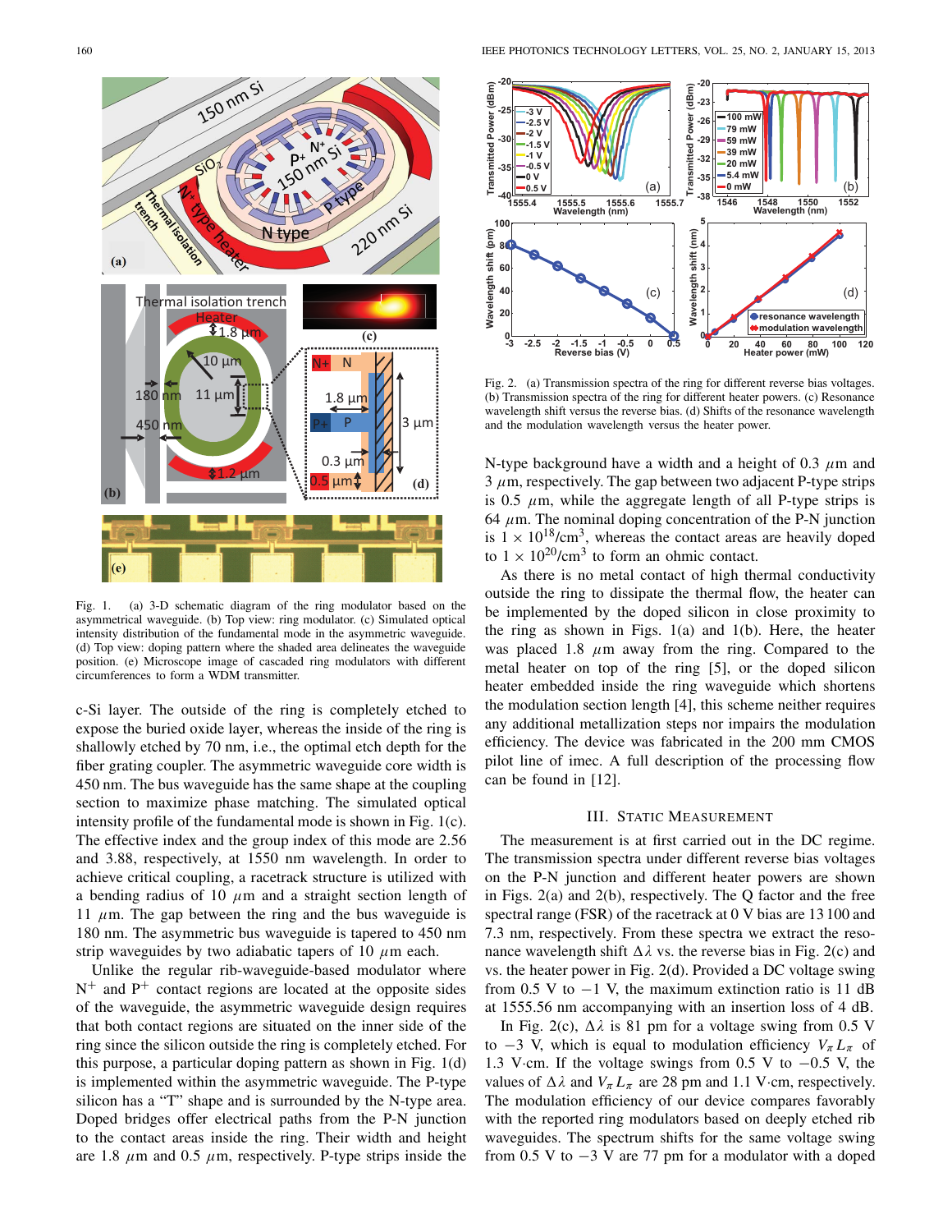Fig. 1. (a) 3-D schematic diagram of the ring modulator based on the asymmetrical waveguide. (b) Top view: ring modulator. (c) Simulated optical intensity distribution of the fundamental mode in the asymmetric waveguide. (d) Top view: doping pattern where the shaded area delineates the waveguide position. (e) Microscope image of cascaded ring modulators with different circumferences to form a WDM transmitter.

c-Si layer. The outside of the ring is completely etched to expose the buried oxide layer, whereas the inside of the ring is shallowly etched by 70 nm, i.e., the optimal etch depth for the fiber grating coupler. The asymmetric waveguide core width is 450 nm. The bus waveguide has the same shape at the coupling section to maximize phase matching. The simulated optical intensity profile of the fundamental mode is shown in Fig. 1(c). The effective index and the group index of this mode are 2.56 and 3.88, respectively, at 1550 nm wavelength. In order to achieve critical coupling, a racetrack structure is utilized with a bending radius of 10 $\mu$m and a straight section length of 11 $\mu$m. The gap between the ring and the bus waveguide is 180 nm. The asymmetric bus waveguide is tapered to 450 nm strip waveguides by two adiabatic tapers of 10 $\mu$m each.

Unlike the regular rib-waveguide-based modulator where $N^+$ and $P^+$ contact regions are located at the opposite sides of the waveguide, the asymmetric waveguide design requires that both contact regions are situated on the inner side of the ring since the silicon outside the ring is completely etched. For this purpose, a particular doping pattern as shown in Fig. 1(d) is implemented within the asymmetric waveguide. The P-type silicon has a "T" shape and is surrounded by the N-type area. Doped bridges offer electrical paths from the P-N junction to the contact areas inside the ring. Their width and height are 1.8 $\mu$m and 0.5 $\mu$m, respectively. P-type strips inside the N-type background have a width and a height of 0.3 $\mu$m and 3 $\mu$m, respectively. The gap between two adjacent P-type strips is 0.5 $\mu$m, while the aggregate length of all P-type strips is 64 $\mu$m. The nominal doping concentration of the P-N junction is $1 \times 10^{18}/\text{cm}^3$, whereas the contact areas are heavily doped to $1 \times 10^{20}/\text{cm}^3$ to form an ohmic contact.

As there is no metal contact of high thermal conductivity outside the ring to dissipate the thermal flow, the heater can be implemented by the doped silicon in close proximity to the ring as shown in Figs. 1(a) and 1(b). Here, the heater was placed 1.8 $\mu$m away from the ring. Compared to the metal heater on top of the ring [5], or the doped silicon heater embedded inside the ring waveguide which shortens the modulation section length [4], this scheme neither requires any additional metallization steps nor impairs the modulation efficiency. The device was fabricated in the 200 mm CMOS pilot line of imec. A full description of the processing flow can be found in [12].

Fig. 2. (a) Transmission spectra of the ring for different reverse bias voltages. (b) Transmission spectra of the ring for different heater powers. (c) Resonance wavelength shift versus the reverse bias. (d) Shifts of the resonance wavelength and the modulation wavelength versus the heater power.

## III. Static Measurement

The measurement is at first carried out in the DC regime. The transmission spectra under different reverse bias voltages on the P-N junction and different heater powers are shown in Figs. 2(a) and 2(b), respectively. The Q factor and the free spectral range (FSR) of the racetrack at 0 V bias are 13 100 and 7.3 nm, respectively. From these spectra we extract the resonance wavelength shift $\Delta\lambda$ vs. the reverse bias in Fig. 2(c) and vs. the heater power in Fig. 2(d). Provided a DC voltage swing from 0.5 V to $-1$ V, the maximum extinction ratio is 11 dB at 1555.56 nm accompanying with an insertion loss of 4 dB.

In Fig. 2(c), $\Delta\lambda$ is 81 pm for a voltage swing from 0.5 V to $-3$ V, which is equal to modulation efficiency $V_\pi L_\pi$ of 1.3 V·cm. If the voltage swings from 0.5 V to $-0.5$ V, the values of $\Delta\lambda$ and $V_\pi L_\pi$ are 28 pm and 1.1 V·cm, respectively. The modulation efficiency of our device compares favorably with the reported ring modulators based on deeply etched rib waveguides. The spectrum shifts for the same voltage swing from 0.5 V to $-3$ V are 77 pm for a modulator with a doped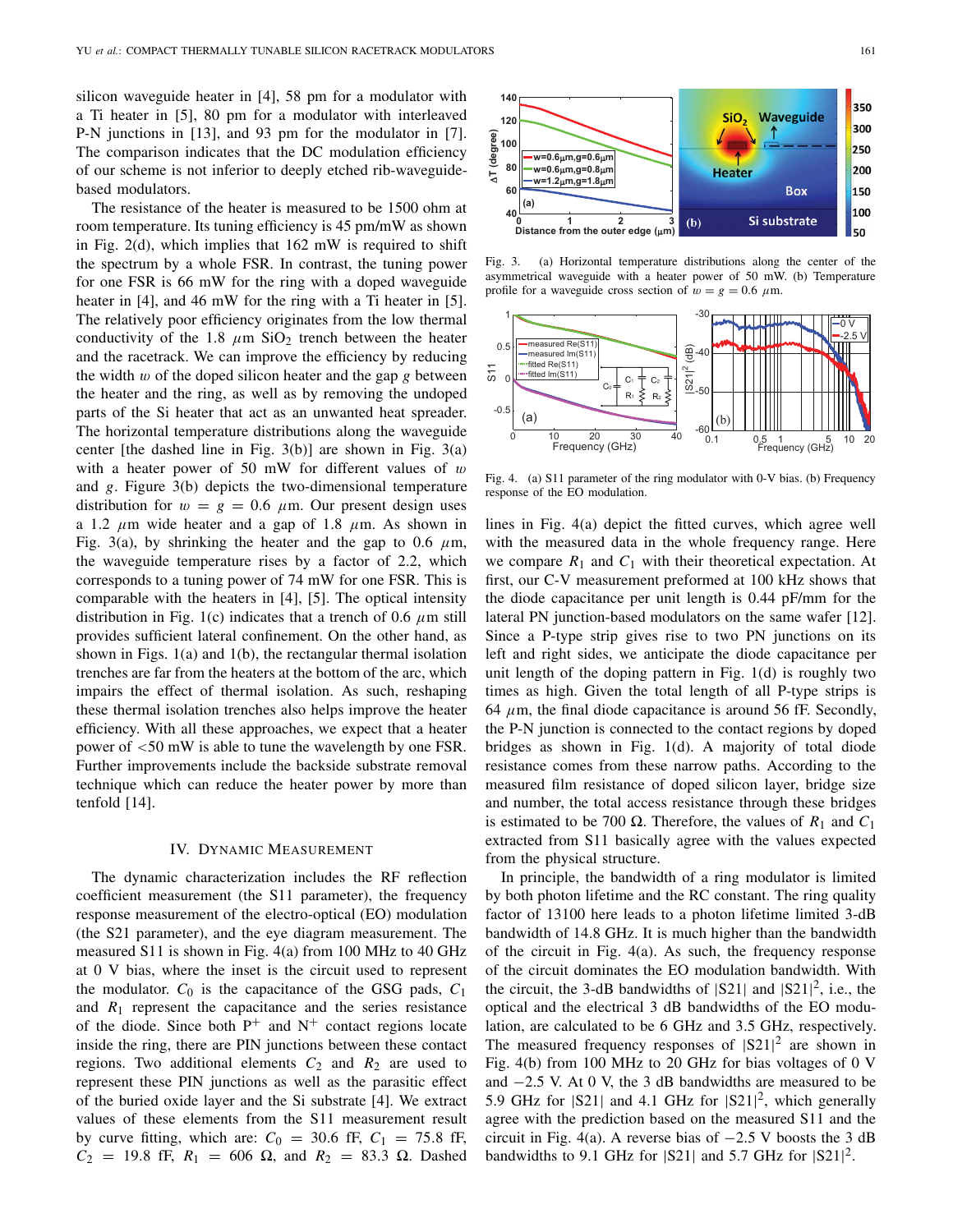silicon waveguide heater in [4], 58 pm for a modulator with a Ti heater in [5], 80 pm for a modulator with interleaved P-N junctions in [13], and 93 pm for the modulator in [7]. The comparison indicates that the DC modulation efficiency of our scheme is not inferior to deeply etched rib-waveguide-based modulators.

The resistance of the heater is measured to be 1500 ohm at room temperature. Its tuning efficiency is 45 pm/mW as shown in Fig. 2(d), which implies that 162 mW is required to shift the spectrum by a whole FSR. In contrast, the tuning power for one FSR is 66 mW for the ring with a doped waveguide heater in [4], and 46 mW for the ring with a Ti heater in [5]. The relatively poor efficiency originates from the low thermal conductivity of the 1.8 $\mu$m $SiO_2$ trench between the heater and the racetrack. We can improve the efficiency by reducing the width $w$ of the doped silicon heater and the gap $g$ between the heater and the ring, as well as by removing the undoped parts of the Si heater that act as an unwanted heat spreader. The horizontal temperature distributions along the waveguide center [the dashed line in Fig. 3(b)] are shown in Fig. 3(a) with a heater power of 50 mW for different values of $w$ and $g$. Figure 3(b) depicts the two-dimensional temperature distribution for $w = g = 0.6$ $\mu$m. Our present design uses a 1.2 $\mu$m wide heater and a gap of 1.8 $\mu$m. As shown in Fig. 3(a), by shrinking the heater and the gap to 0.6 $\mu$m, the waveguide temperature rises by a factor of 2.2, which corresponds to a tuning power of 74 mW for one FSR. This is comparable with the heaters in [4], [5]. The optical intensity distribution in Fig. 1(c) indicates that a trench of 0.6 $\mu$m still provides sufficient lateral confinement. On the other hand, as shown in Figs. 1(a) and 1(b), the rectangular thermal isolation trenches are far from the heaters at the bottom of the arc, which impairs the effect of thermal isolation. As such, reshaping these thermal isolation trenches also helps improve the heater efficiency. With all these approaches, we expect that a heater power of <50 mW is able to tune the wavelength by one FSR. Further improvements include the backside substrate removal technique which can reduce the heater power by more than tenfold [14].

## IV. Dynamic Measurement

The dynamic characterization includes the RF reflection coefficient measurement (the S11 parameter), the frequency response measurement of the electro-optical (EO) modulation (the S21 parameter), and the eye diagram measurement. The measured S11 is shown in Fig. 4(a) from 100 MHz to 40 GHz at 0 V bias, where the inset is the circuit used to represent the modulator. $C_0$ is the capacitance of the GSG pads, $C_1$ and $R_1$ represent the capacitance and the series resistance of the diode. Since both $P^+$ and $N^+$ contact regions locate inside the ring, there are PIN junctions between these contact regions. Two additional elements $C_2$ and $R_2$ are used to represent these PIN junctions as well as the parasitic effect of the buried oxide layer and the Si substrate [4]. We extract values of these elements from the S11 measurement result by curve fitting, which are: $C_0 = 30.6$ fF, $C_1 = 75.8$ fF, $C_2 = 19.8$ fF, $R_1 = 606$ $\Omega$, and $R_2 = 83.3$ $\Omega$. Dashed

Fig. 3. (a) Horizontal temperature distributions along the center of the asymmetrical waveguide with a heater power of 50 mW. (b) Temperature profile for a waveguide cross section of $w = g = 0.6$ $\mu$m.

Fig. 4. (a) S11 parameter of the ring modulator with 0-V bias. (b) Frequency response of the EO modulation.

lines in Fig. 4(a) depict the fitted curves, which agree well with the measured data in the whole frequency range. Here we compare $R_1$ and $C_1$ with their theoretical expectation. At first, our C-V measurement preformed at 100 kHz shows that the diode capacitance per unit length is 0.44 pF/mm for the lateral PN junction-based modulators on the same wafer [12]. Since a P-type strip gives rise to two PN junctions on its left and right sides, we anticipate the diode capacitance per unit length of the doping pattern in Fig. 1(d) is roughly two times as high. Given the total length of all P-type strips is 64 $\mu$m, the final diode capacitance is around 56 fF. Secondly, the P-N junction is connected to the contact regions by doped bridges as shown in Fig. 1(d). A majority of total diode resistance comes from these narrow paths. According to the measured film resistance of doped silicon layer, bridge size and number, the total access resistance through these bridges is estimated to be 700 $\Omega$. Therefore, the values of $R_1$ and $C_1$ extracted from S11 basically agree with the values expected from the physical structure.

In principle, the bandwidth of a ring modulator is limited by both photon lifetime and the RC constant. The ring quality factor of 13100 here leads to a photon lifetime limited 3-dB bandwidth of 14.8 GHz. It is much higher than the bandwidth of the circuit in Fig. 4(a). As such, the frequency response of the circuit dominates the EO modulation bandwidth. With the circuit, the 3-dB bandwidths of |S21| and $|S21|^2$, i.e., the optical and the electrical 3 dB bandwidths of the EO modulation, are calculated to be 6 GHz and 3.5 GHz, respectively. The measured frequency responses of $|S21|^2$ are shown in Fig. 4(b) from 100 MHz to 20 GHz for bias voltages of 0 V and $-2.5$ V. At 0 V, the 3 dB bandwidths are measured to be 5.9 GHz for |S21| and 4.1 GHz for $|S21|^2$, which generally agree with the prediction based on the measured S11 and the circuit in Fig. 4(a). A reverse bias of $-2.5$ V boosts the 3 dB bandwidths to 9.1 GHz for |S21| and 5.7 GHz for $|S21|^2$.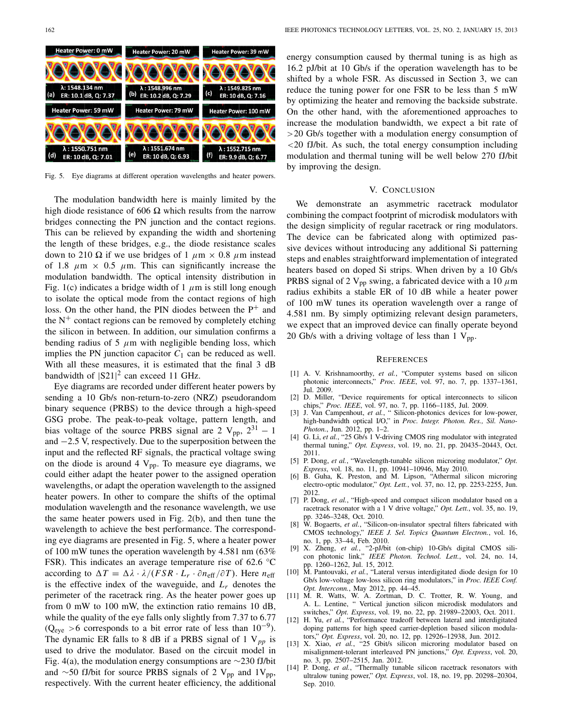Heater Power: 0 mW
λ: 1548.134 nm
(a) ER: 10.1 dB, Q: 7.37

Heater Power: 20 mW
λ: 1548.996 nm
(b) ER: 10.2 dB, Q: 7.29

Heater Power: 39 mW
λ: 1549.825 nm
(c) ER: 10 dB, Q: 7.16

Heater Power: 59 mW
λ: 1550.751 nm
(d) ER: 10 dB, Q: 7.01

Heater Power: 79 mW
λ: 1551.674 nm
(e) ER: 10 dB, Q: 6.93

Heater Power: 100 mW
λ: 1552.715 nm
(f) ER: 9.9 dB, Q: 6.77

Fig. 5. Eye diagrams at different operation wavelengths and heater powers.

The modulation bandwidth here is mainly limited by the high diode resistance of 606 Ω which results from the narrow bridges connecting the PN junction and the contact regions. This can be relieved by expanding the width and shortening the length of these bridges, e.g., the diode resistance scales down to 210 Ω if we use bridges of 1 $\mu$m × 0.8 $\mu$m instead of 1.8 $\mu$m × 0.5 $\mu$m. This can significantly increase the modulation bandwidth. The optical intensity distribution in Fig. 1(c) indicates a bridge width of 1 $\mu$m is still long enough to isolate the optical mode from the contact regions of high loss. On the other hand, the PIN diodes between the $P^+$ and the $N^+$ contact regions can be removed by completely etching the silicon in between. In addition, our simulation confirms a bending radius of 5 $\mu$m with negligible bending loss, which implies the PN junction capacitor $C_1$ can be reduced as well. With all these measures, it is estimated that the final 3 dB bandwidth of $|S21|^2$ can exceed 11 GHz.

Eye diagrams are recorded under different heater powers by sending a 10 Gb/s non-return-to-zero (NRZ) pseudorandom binary sequence (PRBS) to the device through a high-speed GSG probe. The peak-to-peak voltage, pattern length, and bias voltage of the source PRBS signal are 2 $V_{pp}$, $2^{31} - 1$ and −2.5 V, respectively. Due to the superposition between the input and the reflected RF signals, the practical voltage swing on the diode is around 4 $V_{pp}$. To measure eye diagrams, we could either adapt the heater power to the assigned operation wavelengths, or adapt the operation wavelength to the assigned heater powers. In other to compare the shifts of the optimal modulation wavelength and the resonance wavelength, we use the same heater powers used in Fig. 2(b), and then tune the wavelength to achieve the best performance. The corresponding eye diagrams are presented in Fig. 5, where a heater power of 100 mW tunes the operation wavelength by 4.581 nm (63% FSR). This indicates an average temperature rise of 62.6 °C according to $\Delta T = \Delta\lambda \cdot \lambda / (FSR \cdot L_r \cdot \partial n_{\text{eff}} / \partial T)$. Here $n_{\text{eff}}$ is the effective index of the waveguide, and $L_r$ denotes the perimeter of the racetrack ring. As the heater power goes up from 0 mW to 100 mW, the extinction ratio remains 10 dB, while the quality of the eye falls only slightly from 7.37 to 6.77 ($Q_{\text{eye}} > 6$ corresponds to a bit error rate of less than $10^{-9}$). The dynamic ER falls to 8 dB if a PRBS signal of 1 $V_{pp}$ is used to drive the modulator. Based on the circuit model in Fig. 4(a), the modulation energy consumptions are ~230 fJ/bit and ~50 fJ/bit for source PRBS signals of 2 $V_{pp}$ and 1$V_{pp}$, respectively. With the current heater efficiency, the additional energy consumption caused by thermal tuning is as high as 16.2 pJ/bit at 10 Gb/s if the operation wavelength has to be shifted by a whole FSR. As discussed in Section 3, we can reduce the tuning power for one FSR to be less than 5 mW by optimizing the heater and removing the backside substrate. On the other hand, with the aforementioned approaches to increase the modulation bandwidth, we expect a bit rate of >20 Gb/s together with a modulation energy consumption of <20 fJ/bit. As such, the total energy consumption including modulation and thermal tuning will be well below 270 fJ/bit by improving the design.

## V. Conclusion

We demonstrate an asymmetric racetrack modulator combining the compact footprint of microdisk modulators with the design simplicity of regular racetrack or ring modulators. The device can be fabricated along with optimized passive devices without introducing any additional Si patterning steps and enables straightforward implementation of integrated heaters based on doped Si strips. When driven by a 10 Gb/s PRBS signal of 2 $V_{pp}$ swing, a fabricated device with a 10 $\mu$m radius exhibits a stable ER of 10 dB while a heater power of 100 mW tunes its operation wavelength over a range of 4.581 nm. By simply optimizing relevant design parameters, we expect that an improved device can finally operate beyond 20 Gb/s with a driving voltage of less than 1 $V_{pp}$.

## References

[1] A. V. Krishnamoorthy, *et al.*, "Computer systems based on silicon photonic interconnects," *Proc. IEEE*, vol. 97, no. 7, pp. 1337–1361, Jul. 2009.

[2] D. Miller, "Device requirements for optical interconnects to silicon chips," *Proc. IEEE*, vol. 97, no. 7, pp. 1166–1185, Jul. 2009.

[3] J. Van Campenhout, *et al.*, " Silicon-photonics devices for low-power, high-bandwidth optical I/O," in *Proc. Integr. Photon. Res., Sil. Nano-Photon.*, Jun. 2012, pp. 1–2.

[4] G. Li, *et al.*, "25 Gb/s 1 V-driving CMOS ring modulator with integrated thermal tuning," *Opt. Express*, vol. 19, no. 21, pp. 20435–20443, Oct. 2011.

[5] P. Dong, *et al.*, "Wavelength-tunable silicon microring modulator," *Opt. Express*, vol. 18, no. 11, pp. 10941–10946, May 2010.

[6] B. Guha, K. Preston, and M. Lipson, "Athermal silicon microring electro-optic modulator," *Opt. Lett.*, vol. 37, no. 12, pp. 2253-2255, Jun. 2012.

[7] P. Dong, *et al.*, "High-speed and compact silicon modulator based on a racetrack resonator with a 1 V drive voltage," *Opt. Lett.*, vol. 35, no. 19, pp. 3246–3248, Oct. 2010.

[8] W. Bogaerts, *et al.*, "Silicon-on-insulator spectral filters fabricated with CMOS technology," *IEEE J. Sel. Topics Quantum Electron.*, vol. 16, no. 1, pp. 33–44, Feb. 2010.

[9] X. Zheng, *et al.*, "2-pJ/bit (on-chip) 10-Gb/s digital CMOS silicon photonic link," *IEEE Photon. Technol. Lett.*, vol. 24, no. 14, pp. 1260–1262, Jul. 15, 2012.

[10] M. Pantouvaki, *et al.*, "Lateral versus interdigitated diode design for 10 Gb/s low-voltage low-loss silicon ring modulators," in *Proc. IEEE Conf. Opt. Interconn.*, May 2012, pp. 44–45.

[11] M. R. Watts, W. A. Zortman, D. C. Trotter, R. W. Young, and A. L. Lentine, " Vertical junction silicon microdisk modulators and switches," *Opt. Express*, vol. 19, no. 22, pp. 21989–22003, Oct. 2011.

[12] H. Yu, *et al.*, "Performance tradeoff between lateral and interdigitated doping patterns for high speed carrier-depletion based silicon modulators," *Opt. Express*, vol. 20, no. 12, pp. 12926–12938, Jun. 2012.

[13] X. Xiao, *et al.*, "25 Gbit/s silicon microring modulator based on misalignment-tolerant interleaved PN junctions," *Opt. Express*, vol. 20, no. 3, pp. 2507–2515, Jan. 2012.

[14] P. Dong, *et al.*, "Thermally tunable silicon racetrack resonators with ultralow tuning power," *Opt. Express*, vol. 18, no. 19, pp. 20298–20304, Sep. 2010.